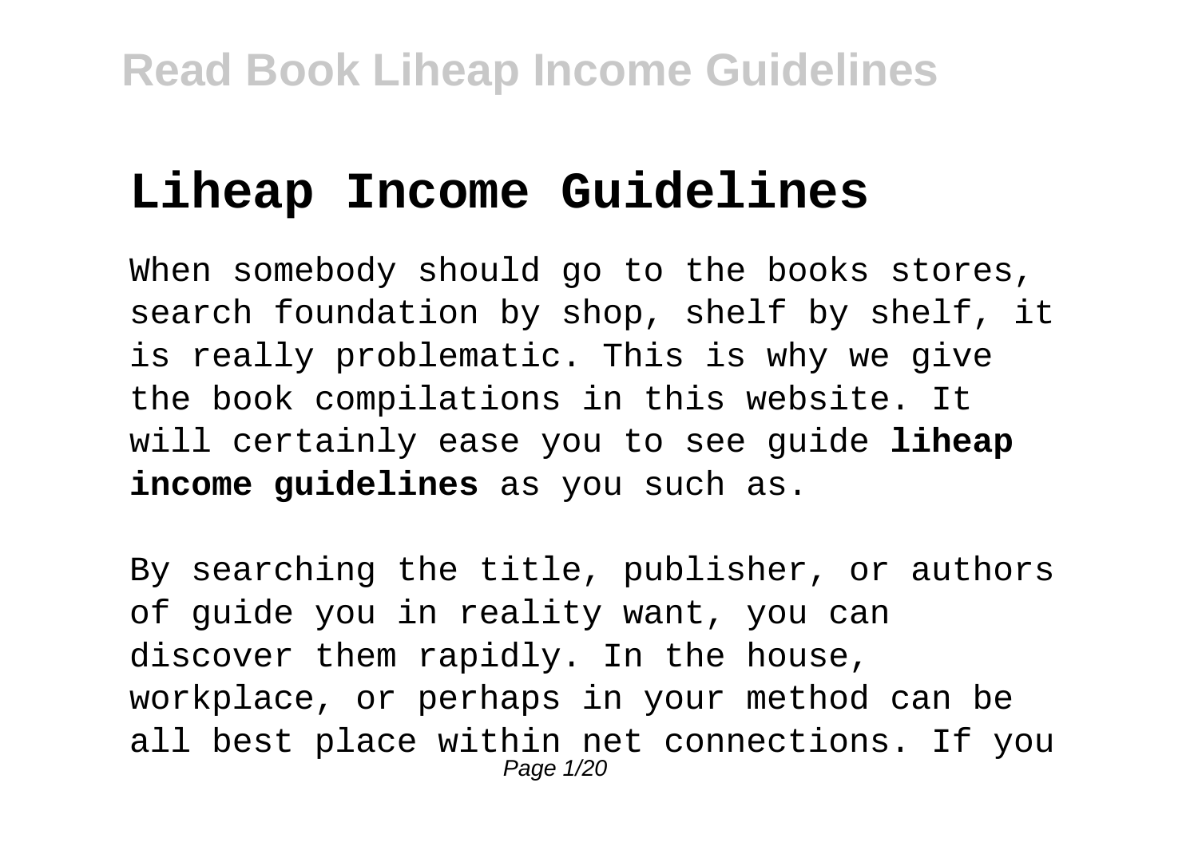# Liheap Income Guidelines

When somebody should go to the books stores, search foundation by shop, shelf by shelf, it is really problematic. This is why we give the book compilations in this website. It will certainly ease you to see guide **liheap income guidelines** as you such as.

By searching the title, publisher, or authors of guide you in reality want, you can discover them rapidly. In the house, workplace, or perhaps in your method can be all best place within net connections. If you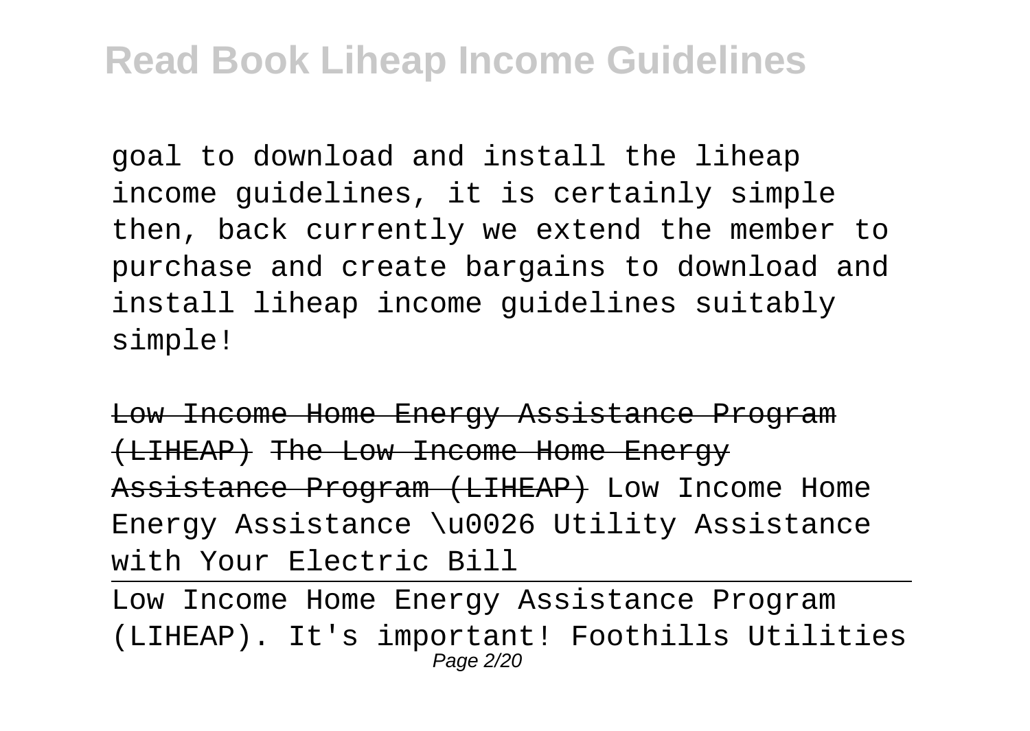goal to download and install the liheap income guidelines, it is certainly simple then, back currently we extend the member to purchase and create bargains to download and install liheap income guidelines suitably simple!

~~Low Income Home Energy Assistance Program (LIHEAP)~~ ~~The Low Income Home Energy Assistance Program (LIHEAP)~~ Low Income Home Energy Assistance \u0026 Utility Assistance with Your Electric Bill

Low Income Home Energy Assistance Program (LIHEAP). It's important! Foothills Utilities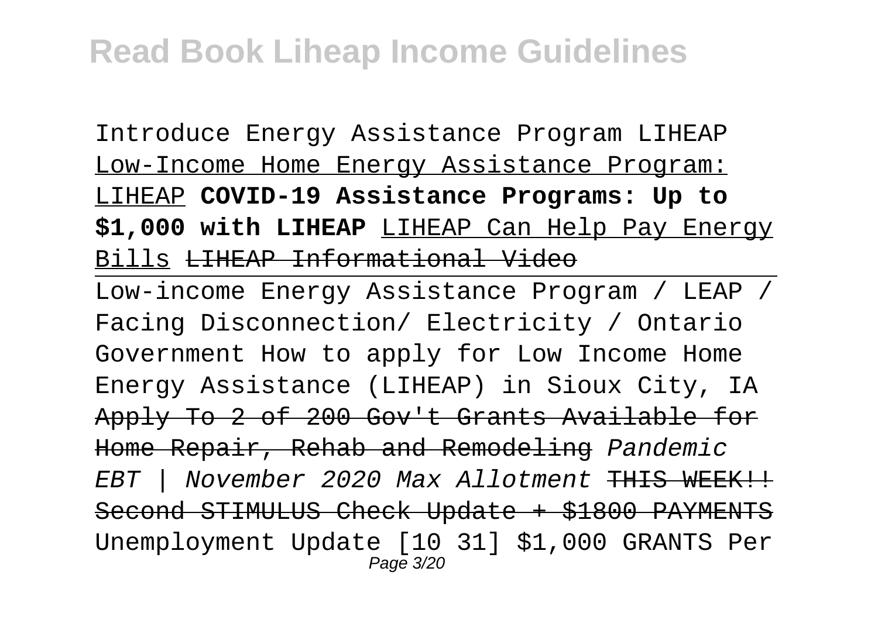Introduce Energy Assistance Program LIHEAP Low-Income Home Energy Assistance Program: LIHEAP **COVID-19 Assistance Programs: Up to $1,000 with LIHEAP** LIHEAP Can Help Pay Energy Bills ~~LIHEAP Informational Video~~

Low-income Energy Assistance Program / LEAP / Facing Disconnection/ Electricity / Ontario Government How to apply for Low Income Home Energy Assistance (LIHEAP) in Sioux City, IA ~~Apply To 2 of 200 Gov't Grants Available for Home Repair, Rehab and Remodeling~~ *Pandemic EBT | November 2020 Max Allotment* ~~THIS WEEK!! Second STIMULUS Check Update + $1800 PAYMENTS~~ Unemployment Update [10 31] $1,000 GRANTS Per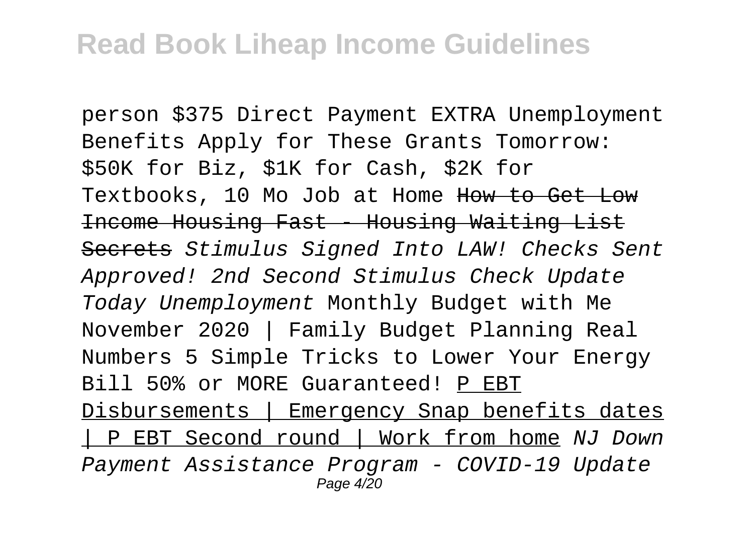person $375 Direct Payment EXTRA Unemployment Benefits Apply for These Grants Tomorrow: $50K for Biz, $1K for Cash, $2K for Textbooks, 10 Mo Job at Home ~~How to Get Low Income Housing Fast - Housing Waiting List Secrets~~ *Stimulus Signed Into LAW! Checks Sent Approved! 2nd Second Stimulus Check Update Today Unemployment* Monthly Budget with Me November 2020 | Family Budget Planning Real Numbers 5 Simple Tricks to Lower Your Energy Bill 50% or MORE Guaranteed! P EBT Disbursements | Emergency Snap benefits dates | P EBT Second round | Work from home *NJ Down Payment Assistance Program - COVID-19 Update*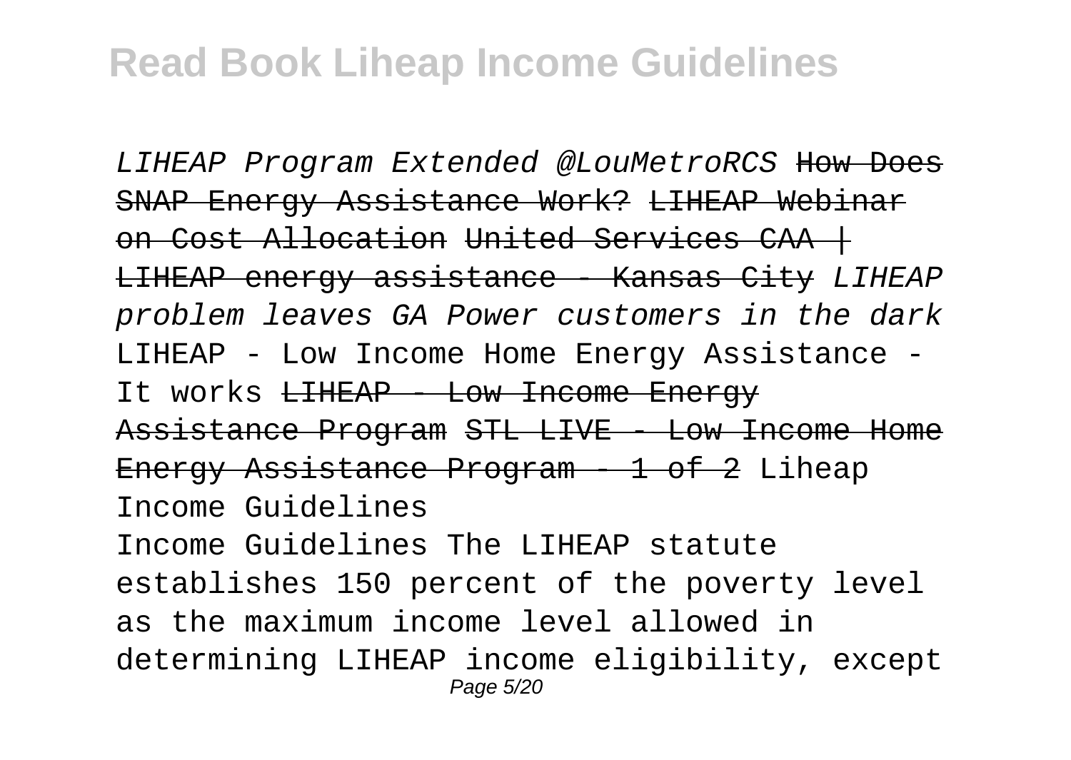*LIHEAP Program Extended @LouMetroRCS* ~~How Does SNAP Energy Assistance Work?~~ ~~LIHEAP Webinar on Cost Allocation~~ ~~United Services CAA | LIHEAP energy assistance - Kansas City~~ *LIHEAP problem leaves GA Power customers in the dark* LIHEAP - Low Income Home Energy Assistance - It works ~~LIHEAP - Low Income Energy Assistance Program~~ ~~STL LIVE - Low Income Home Energy Assistance Program - 1 of 2~~ Liheap Income Guidelines

Income Guidelines The LIHEAP statute establishes 150 percent of the poverty level as the maximum income level allowed in determining LIHEAP income eligibility, except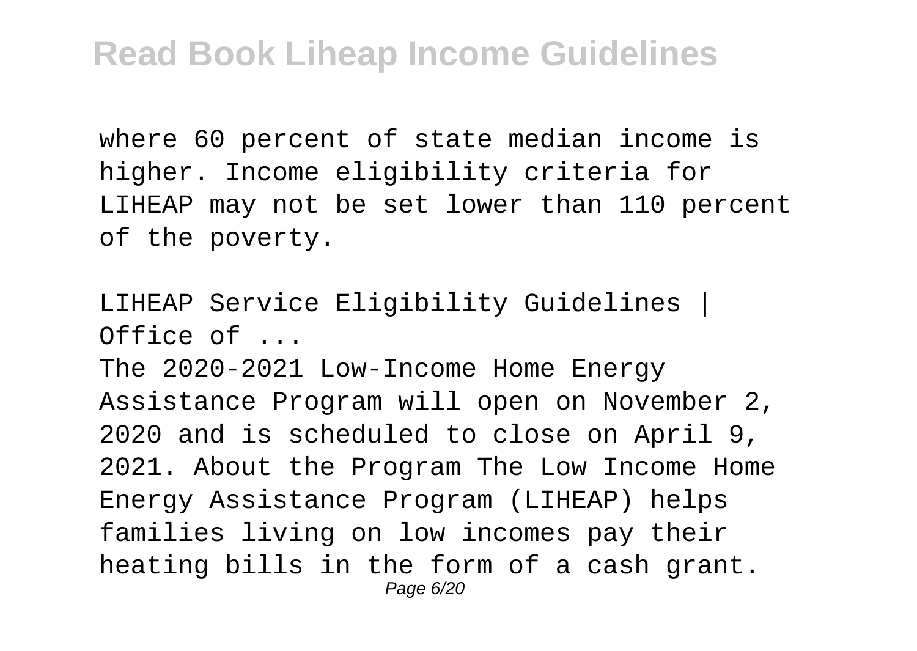where 60 percent of state median income is higher. Income eligibility criteria for LIHEAP may not be set lower than 110 percent of the poverty.

LIHEAP Service Eligibility Guidelines | Office of ...

The 2020-2021 Low-Income Home Energy Assistance Program will open on November 2, 2020 and is scheduled to close on April 9, 2021. About the Program The Low Income Home Energy Assistance Program (LIHEAP) helps families living on low incomes pay their heating bills in the form of a cash grant.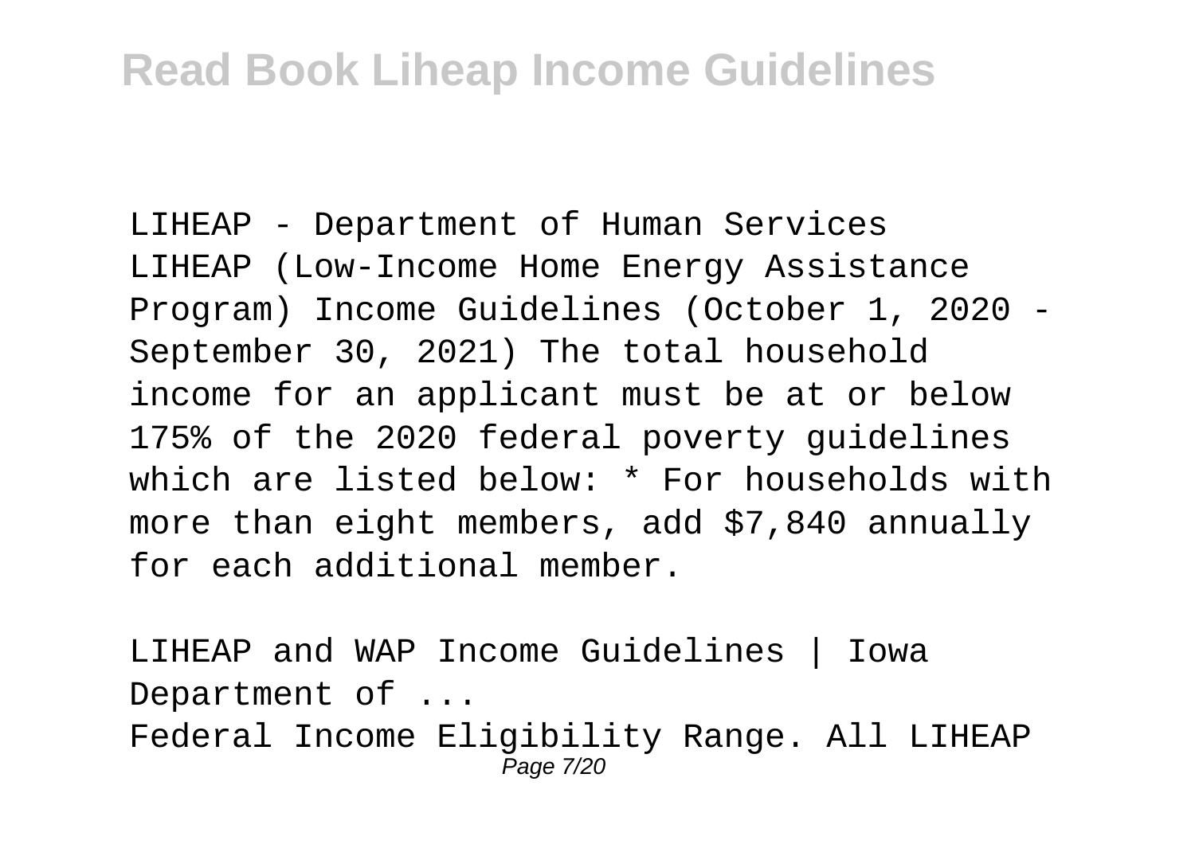LIHEAP - Department of Human Services
LIHEAP (Low-Income Home Energy Assistance Program) Income Guidelines (October 1, 2020 - September 30, 2021) The total household income for an applicant must be at or below 175% of the 2020 federal poverty guidelines which are listed below: * For households with more than eight members, add $7,840 annually for each additional member.

LIHEAP and WAP Income Guidelines | Iowa Department of ...
Federal Income Eligibility Range. All LIHEAP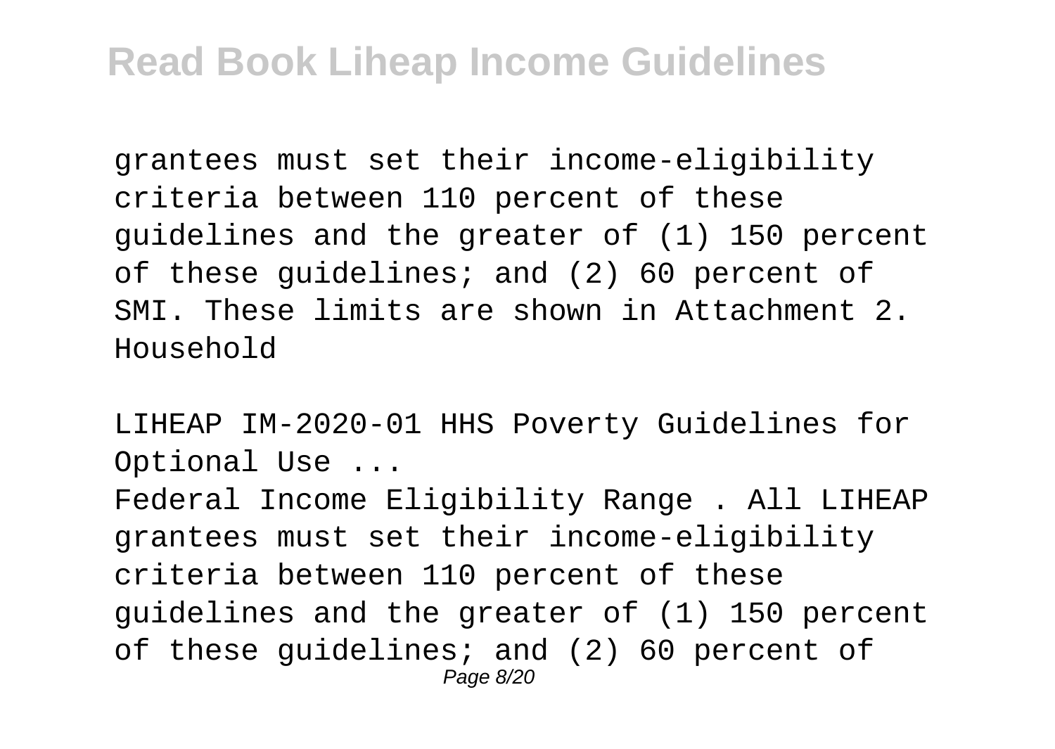grantees must set their income-eligibility criteria between 110 percent of these guidelines and the greater of (1) 150 percent of these guidelines; and (2) 60 percent of SMI. These limits are shown in Attachment 2. Household

LIHEAP IM-2020-01 HHS Poverty Guidelines for Optional Use ...

Federal Income Eligibility Range . All LIHEAP grantees must set their income-eligibility criteria between 110 percent of these guidelines and the greater of (1) 150 percent of these guidelines; and (2) 60 percent of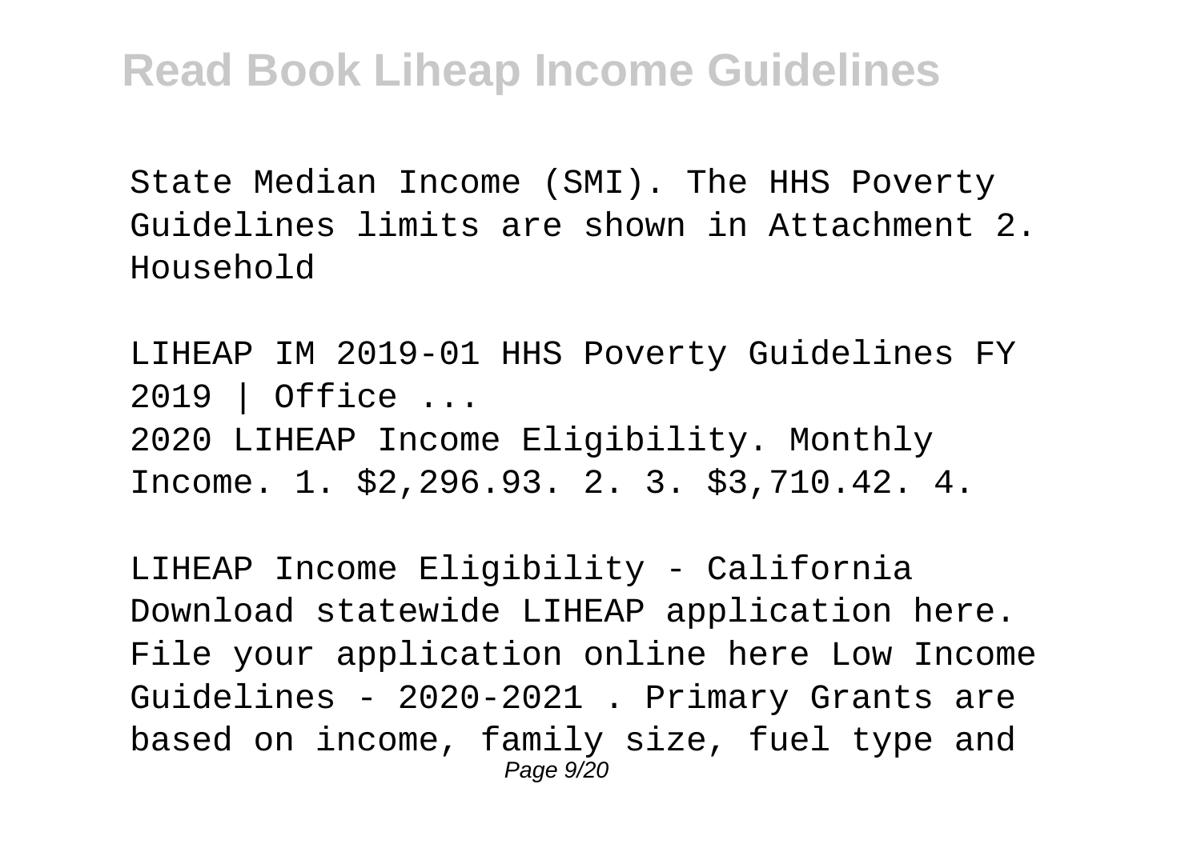State Median Income (SMI). The HHS Poverty Guidelines limits are shown in Attachment 2. Household

LIHEAP IM 2019-01 HHS Poverty Guidelines FY 2019 | Office ...

2020 LIHEAP Income Eligibility. Monthly Income. 1. $2,296.93. 2. 3. $3,710.42. 4.

LIHEAP Income Eligibility - California

Download statewide LIHEAP application here. File your application online here Low Income Guidelines - 2020-2021 . Primary Grants are based on income, family size, fuel type and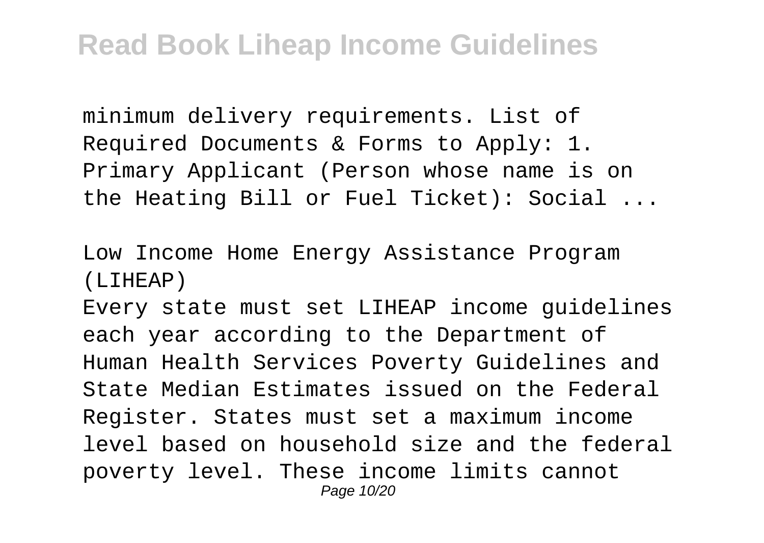minimum delivery requirements. List of Required Documents & Forms to Apply: 1. Primary Applicant (Person whose name is on the Heating Bill or Fuel Ticket): Social ...

Low Income Home Energy Assistance Program (LIHEAP)

Every state must set LIHEAP income guidelines each year according to the Department of Human Health Services Poverty Guidelines and State Median Estimates issued on the Federal Register. States must set a maximum income level based on household size and the federal poverty level. These income limits cannot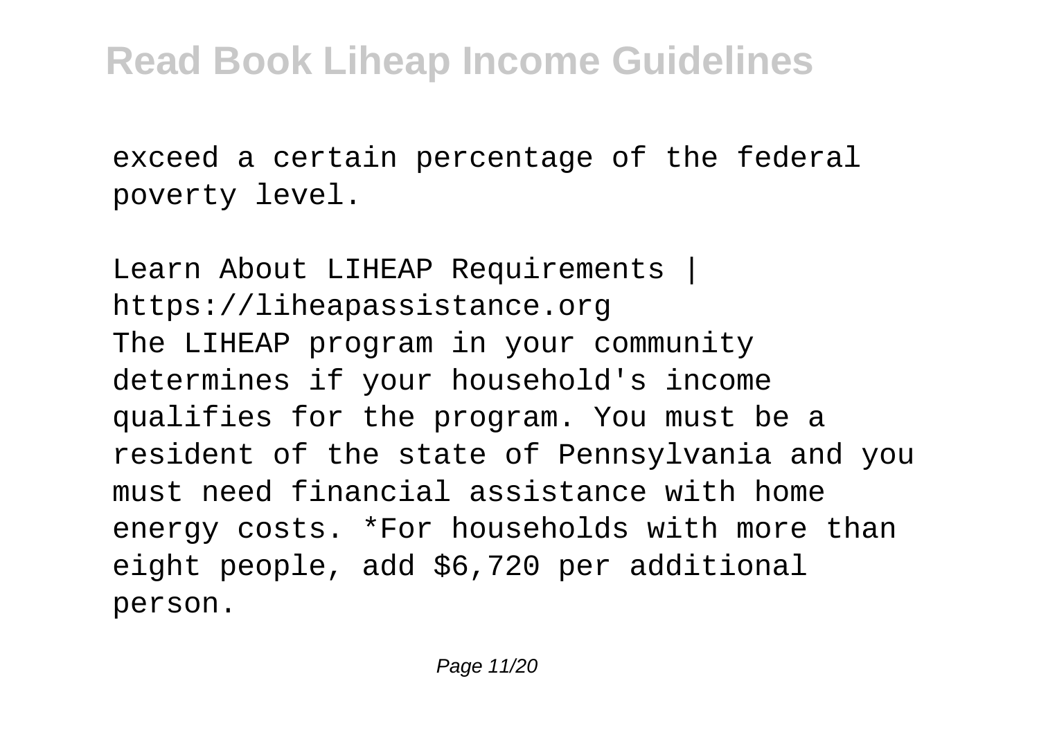exceed a certain percentage of the federal poverty level.

Learn About LIHEAP Requirements | https://liheapassistance.org
The LIHEAP program in your community determines if your household's income qualifies for the program. You must be a resident of the state of Pennsylvania and you must need financial assistance with home energy costs. *For households with more than eight people, add $6,720 per additional person.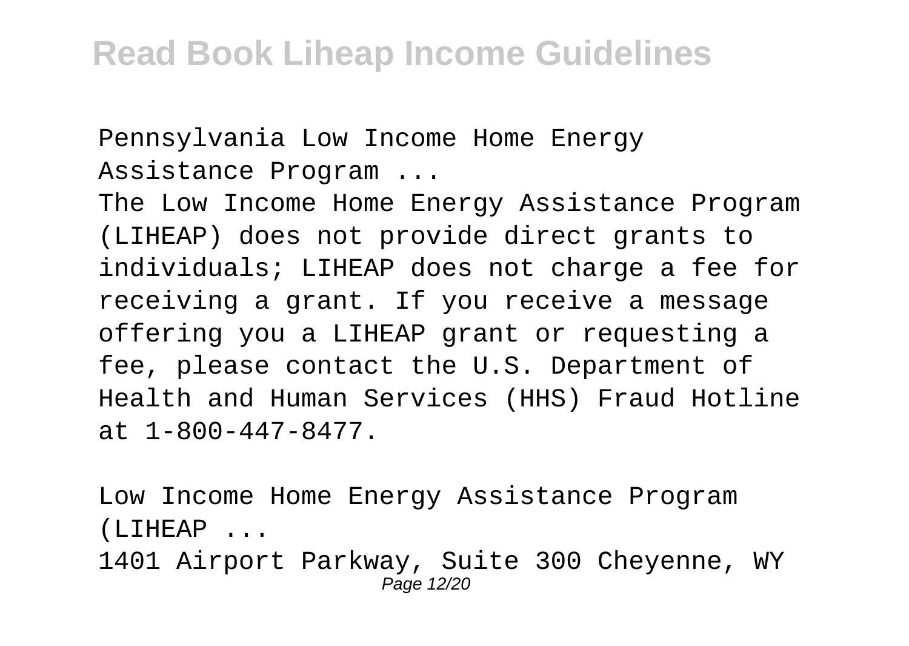Pennsylvania Low Income Home Energy Assistance Program ...

The Low Income Home Energy Assistance Program (LIHEAP) does not provide direct grants to individuals; LIHEAP does not charge a fee for receiving a grant. If you receive a message offering you a LIHEAP grant or requesting a fee, please contact the U.S. Department of Health and Human Services (HHS) Fraud Hotline at 1-800-447-8477.

Low Income Home Energy Assistance Program (LIHEAP ...

1401 Airport Parkway, Suite 300 Cheyenne, WY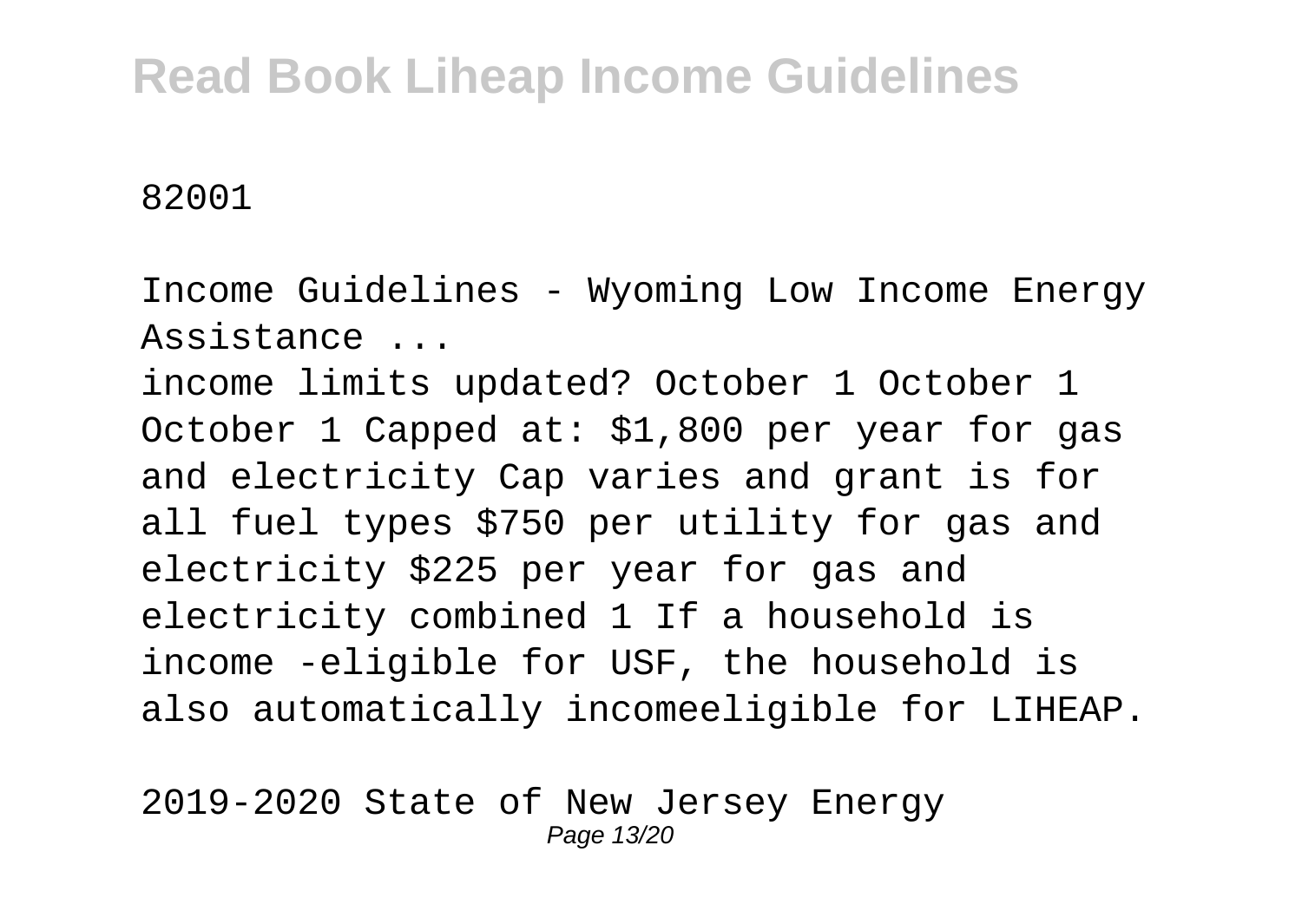82001

Income Guidelines - Wyoming Low Income Energy Assistance ...

income limits updated? October 1 October 1 October 1 Capped at: $1,800 per year for gas and electricity Cap varies and grant is for all fuel types $750 per utility for gas and electricity $225 per year for gas and electricity combined 1 If a household is income -eligible for USF, the household is also automatically incomeeligible for LIHEAP.

2019-2020 State of New Jersey Energy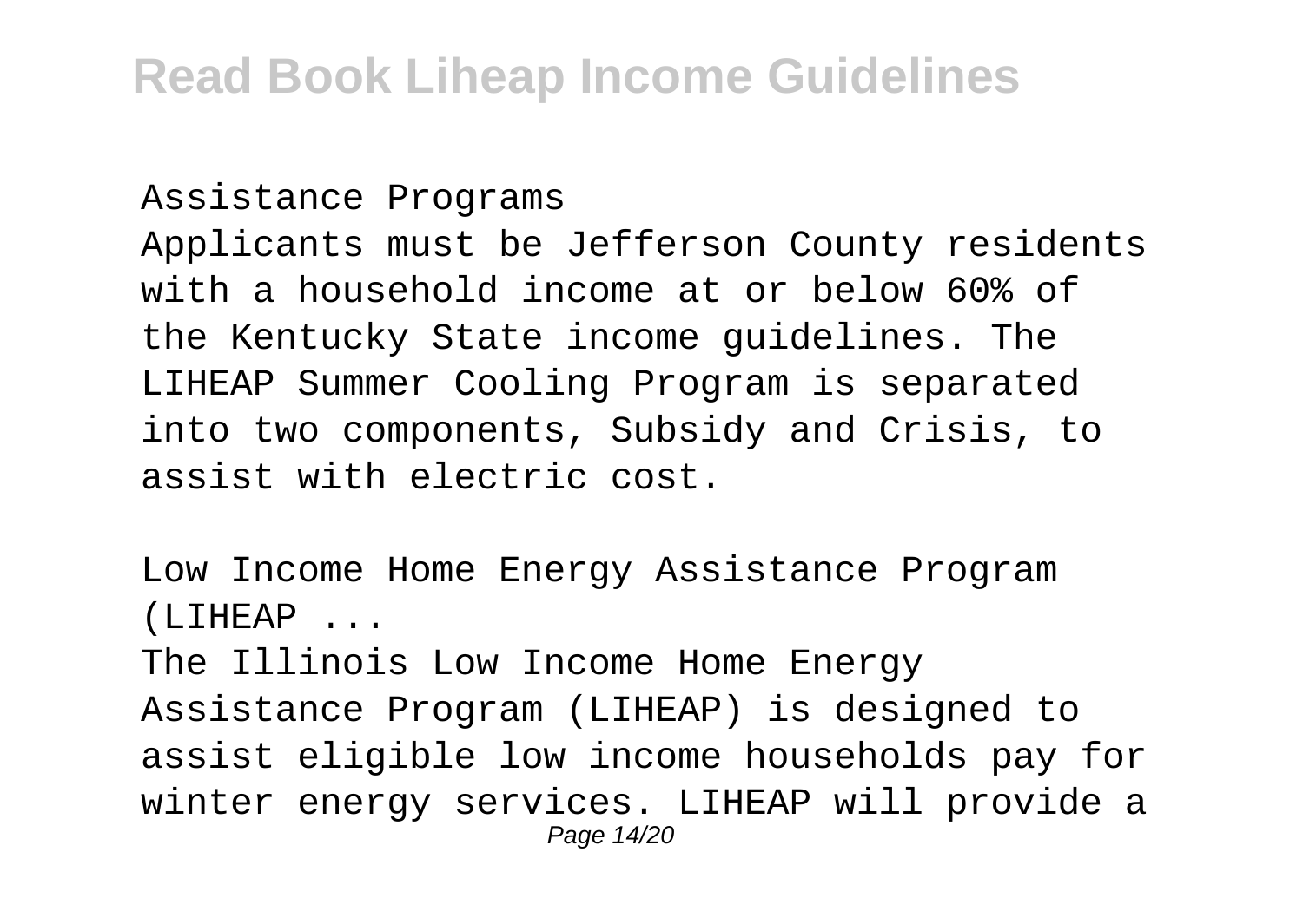Assistance Programs

Applicants must be Jefferson County residents with a household income at or below 60% of the Kentucky State income guidelines. The LIHEAP Summer Cooling Program is separated into two components, Subsidy and Crisis, to assist with electric cost.

Low Income Home Energy Assistance Program (LIHEAP ...

The Illinois Low Income Home Energy Assistance Program (LIHEAP) is designed to assist eligible low income households pay for winter energy services. LIHEAP will provide a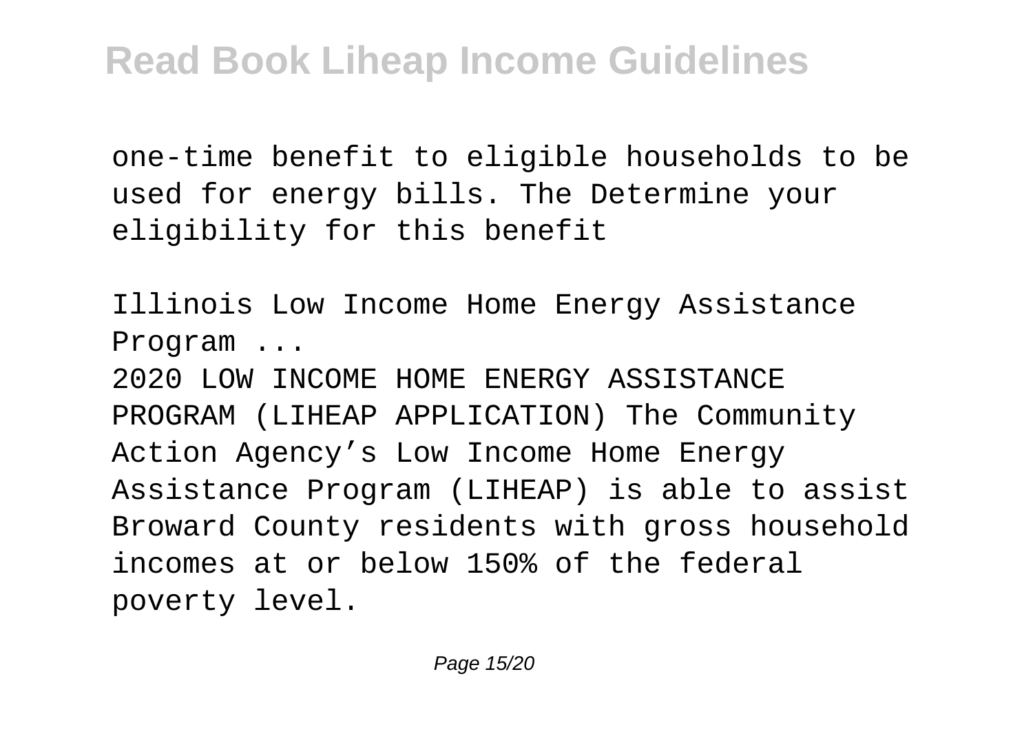one-time benefit to eligible households to be used for energy bills. The Determine your eligibility for this benefit

Illinois Low Income Home Energy Assistance Program ...

2020 LOW INCOME HOME ENERGY ASSISTANCE PROGRAM (LIHEAP APPLICATION) The Community Action Agency's Low Income Home Energy Assistance Program (LIHEAP) is able to assist Broward County residents with gross household incomes at or below 150% of the federal poverty level.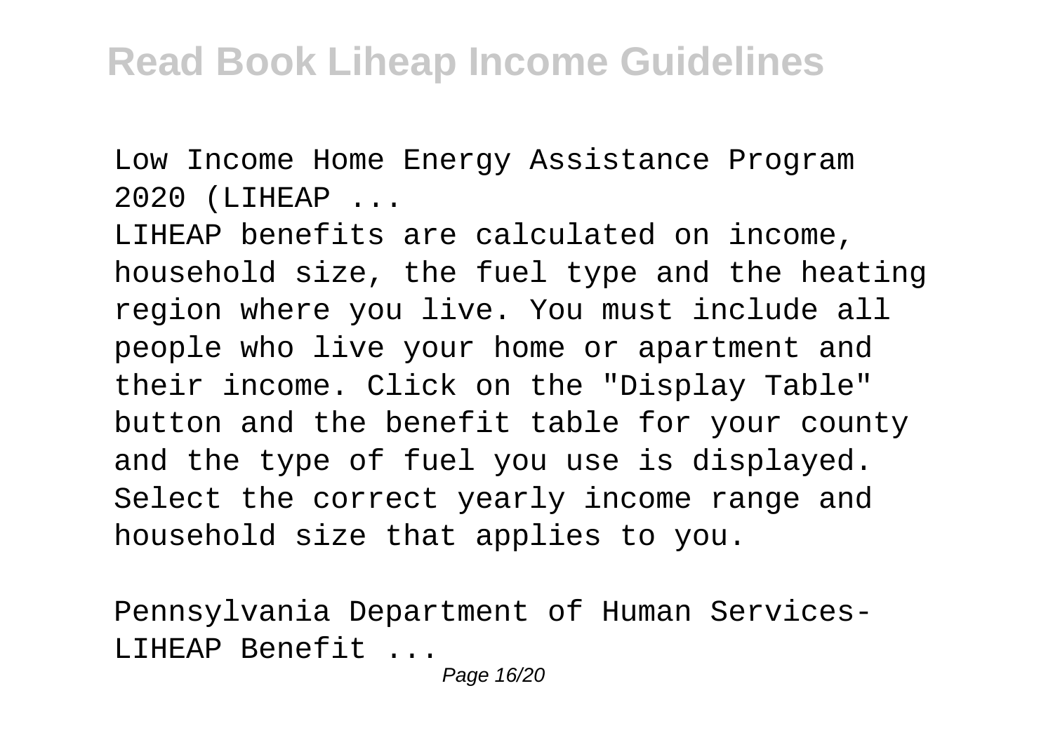Low Income Home Energy Assistance Program 2020 (LIHEAP ...

LIHEAP benefits are calculated on income, household size, the fuel type and the heating region where you live. You must include all people who live your home or apartment and their income. Click on the "Display Table" button and the benefit table for your county and the type of fuel you use is displayed. Select the correct yearly income range and household size that applies to you.

Pennsylvania Department of Human Services-LIHEAP Benefit ...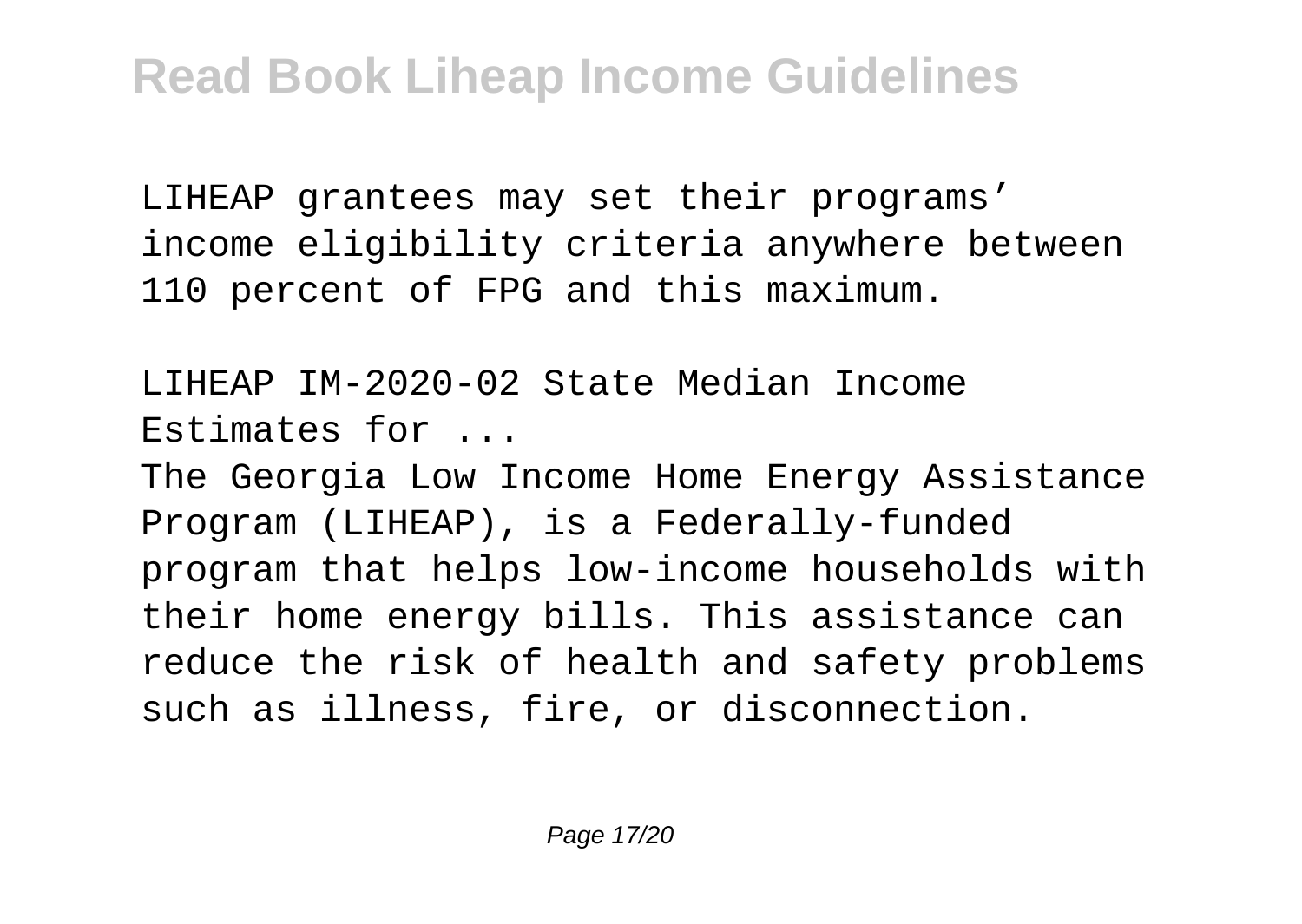LIHEAP grantees may set their programs' income eligibility criteria anywhere between 110 percent of FPG and this maximum.

LIHEAP IM-2020-02 State Median Income Estimates for ...

The Georgia Low Income Home Energy Assistance Program (LIHEAP), is a Federally-funded program that helps low-income households with their home energy bills. This assistance can reduce the risk of health and safety problems such as illness, fire, or disconnection.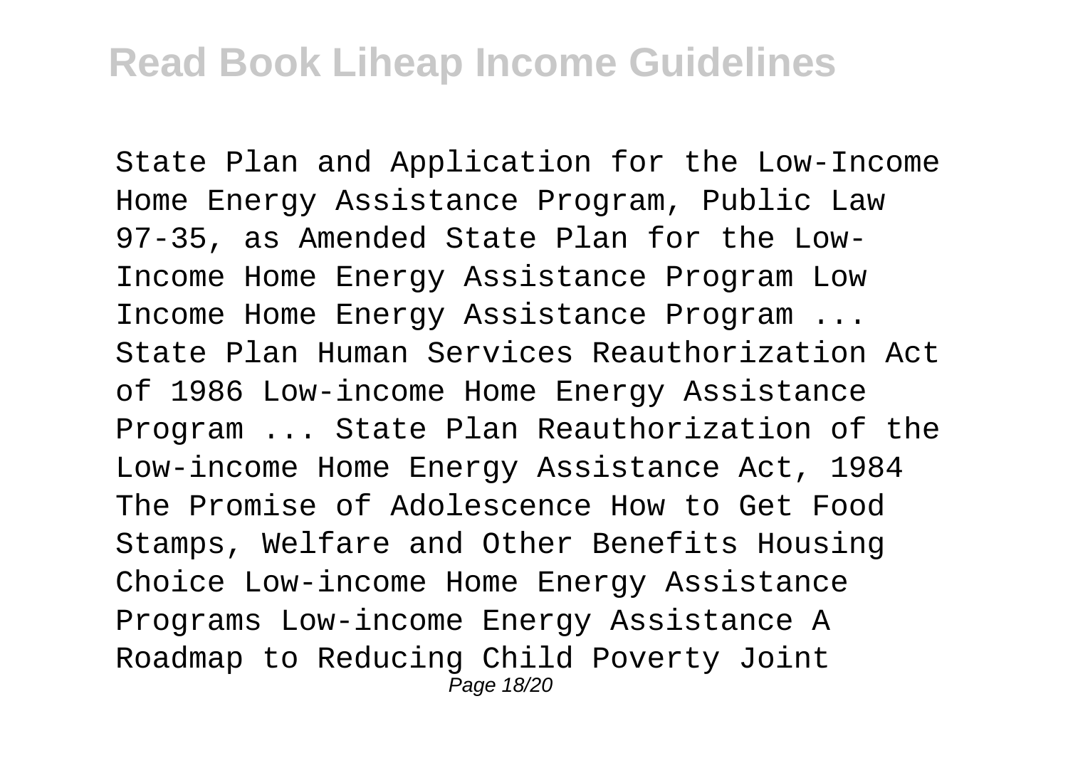State Plan and Application for the Low-Income Home Energy Assistance Program, Public Law 97-35, as Amended State Plan for the Low-Income Home Energy Assistance Program Low Income Home Energy Assistance Program ... State Plan Human Services Reauthorization Act of 1986 Low-income Home Energy Assistance Program ... State Plan Reauthorization of the Low-income Home Energy Assistance Act, 1984 The Promise of Adolescence How to Get Food Stamps, Welfare and Other Benefits Housing Choice Low-income Home Energy Assistance Programs Low-income Energy Assistance A Roadmap to Reducing Child Poverty Joint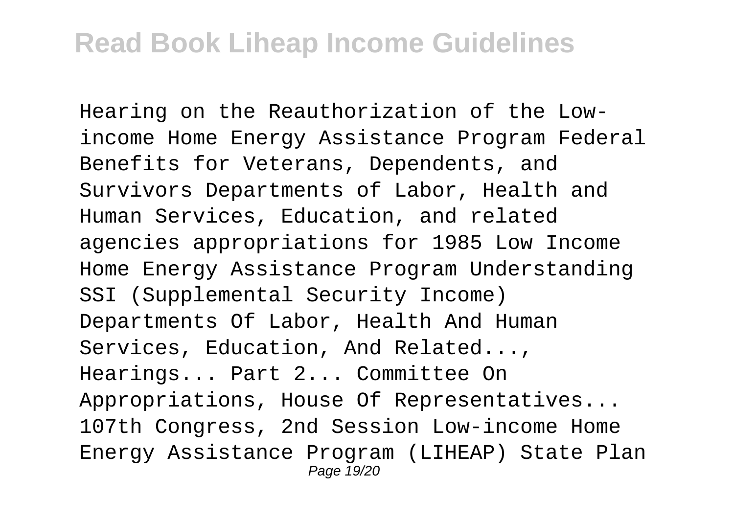Hearing on the Reauthorization of the Low-income Home Energy Assistance Program Federal Benefits for Veterans, Dependents, and Survivors Departments of Labor, Health and Human Services, Education, and related agencies appropriations for 1985 Low Income Home Energy Assistance Program Understanding SSI (Supplemental Security Income) Departments Of Labor, Health And Human Services, Education, And Related..., Hearings... Part 2... Committee On Appropriations, House Of Representatives... 107th Congress, 2nd Session Low-income Home Energy Assistance Program (LIHEAP) State Plan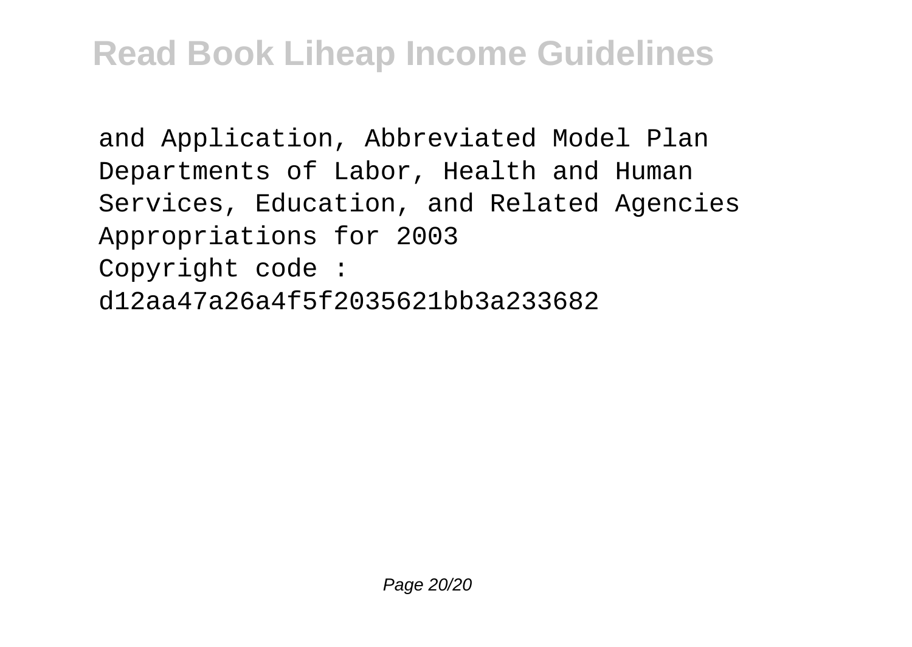and Application, Abbreviated Model Plan
Departments of Labor, Health and Human Services, Education, and Related Agencies Appropriations for 2003
Copyright code :
d12aa47a26a4f5f2035621bb3a233682